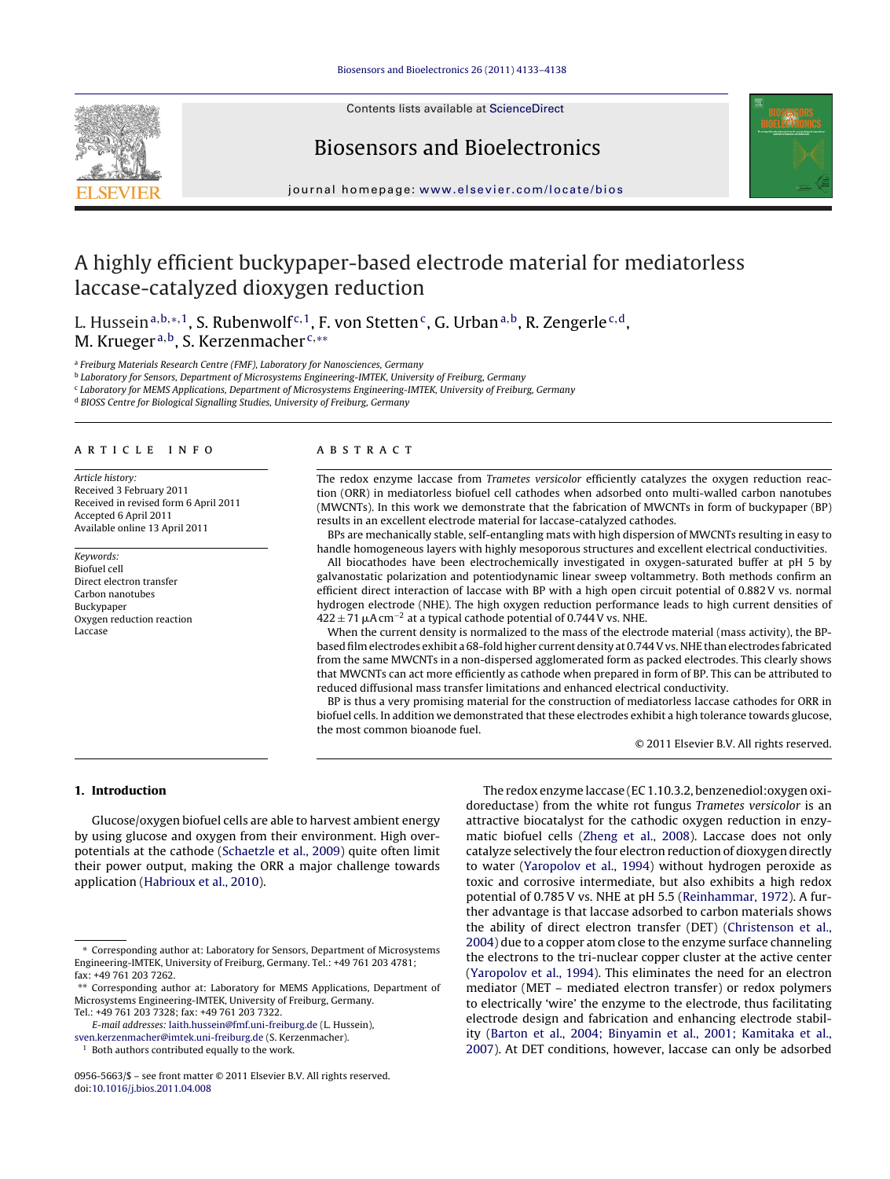# A highly efficient buckypaper-based electrode material for mediatorless laccase-catalyzed dioxygen reduction

L. Hussein[a,b,*,1], S. Rubenwolf[c,1], F. von Stetten[c], G. Urban[a,b], R. Zengerle[c,d], M. Krueger[a,b], S. Kerzenmacher[c,**]

[a] Freiburg Materials Research Centre (FMF), Laboratory for Nanosciences, Germany
[b] Laboratory for Sensors, Department of Microsystems Engineering-IMTEK, University of Freiburg, Germany
[c] Laboratory for MEMS Applications, Department of Microsystems Engineering-IMTEK, University of Freiburg, Germany
[d] BIOSS Centre for Biological Signalling Studies, University of Freiburg, Germany

## ARTICLE INFO

*Article history:*
Received 3 February 2011
Received in revised form 6 April 2011
Accepted 6 April 2011
Available online 13 April 2011

*Keywords:*
Biofuel cell
Direct electron transfer
Carbon nanotubes
Buckypaper
Oxygen reduction reaction
Laccase

## ABSTRACT

The redox enzyme laccase from *Trametes versicolor* efficiently catalyzes the oxygen reduction reaction (ORR) in mediatorless biofuel cell cathodes when adsorbed onto multi-walled carbon nanotubes (MWCNTs). In this work we demonstrate that the fabrication of MWCNTs in form of buckypaper (BP) results in an excellent electrode material for laccase-catalyzed cathodes.

BPs are mechanically stable, self-entangling mats with high dispersion of MWCNTs resulting in easy to handle homogeneous layers with highly mesoporous structures and excellent electrical conductivities.

All biocathodes have been electrochemically investigated in oxygen-saturated buffer at pH 5 by galvanostatic polarization and potentiodynamic linear sweep voltammetry. Both methods confirm an efficient direct interaction of laccase with BP with a high open circuit potential of 0.882 V vs. normal hydrogen electrode (NHE). The high oxygen reduction performance leads to high current densities of $422 \pm 71\ \mu A\,cm^{-2}$ at a typical cathode potential of 0.744 V vs. NHE.

When the current density is normalized to the mass of the electrode material (mass activity), the BP-based film electrodes exhibit a 68-fold higher current density at 0.744 V vs. NHE than electrodes fabricated from the same MWCNTs in a non-dispersed agglomerated form as packed electrodes. This clearly shows that MWCNTs can act more efficiently as cathode when prepared in form of BP. This can be attributed to reduced diffusional mass transfer limitations and enhanced electrical conductivity.

BP is thus a very promising material for the construction of mediatorless laccase cathodes for ORR in biofuel cells. In addition we demonstrated that these electrodes exhibit a high tolerance towards glucose, the most common bioanode fuel.

© 2011 Elsevier B.V. All rights reserved.

## 1. Introduction

Glucose/oxygen biofuel cells are able to harvest ambient energy by using glucose and oxygen from their environment. High overpotentials at the cathode (Schaetzle et al., 2009) quite often limit their power output, making the ORR a major challenge towards application (Habrioux et al., 2010).

The redox enzyme laccase (EC 1.10.3.2, benzenediol:oxygen oxidoreductase) from the white rot fungus *Trametes versicolor* is an attractive biocatalyst for the cathodic oxygen reduction in enzymatic biofuel cells (Zheng et al., 2008). Laccase does not only catalyze selectively the four electron reduction of dioxygen directly to water (Yaropolov et al., 1994) without hydrogen peroxide as toxic and corrosive intermediate, but also exhibits a high redox potential of 0.785 V vs. NHE at pH 5.5 (Reinhammar, 1972). A further advantage is that laccase adsorbed to carbon materials shows the ability of direct electron transfer (DET) (Christenson et al., 2004) due to a copper atom close to the enzyme surface channeling the electrons to the tri-nuclear copper cluster at the active center (Yaropolov et al., 1994). This eliminates the need for an electron mediator (MET – mediated electron transfer) or redox polymers to electrically 'wire' the enzyme to the electrode, thus facilitating electrode design and fabrication and enhancing electrode stability (Barton et al., 2004; Binyamin et al., 2001; Kamitaka et al., 2007). At DET conditions, however, laccase can only be adsorbed

---

\* Corresponding author at: Laboratory for Sensors, Department of Microsystems Engineering-IMTEK, University of Freiburg, Germany. Tel.: +49 761 203 4781; fax: +49 761 203 7262.

\*\* Corresponding author at: Laboratory for MEMS Applications, Department of Microsystems Engineering-IMTEK, University of Freiburg, Germany. Tel.: +49 761 203 7328; fax: +49 761 203 7322.

*E-mail addresses:* laith.hussein@fmf.uni-freiburg.de (L. Hussein), sven.kerzenmacher@imtek.uni-freiburg.de (S. Kerzenmacher).

[1] Both authors contributed equally to the work.

0956-5663/$ – see front matter © 2011 Elsevier B.V. All rights reserved.
doi:10.1016/j.bios.2011.04.008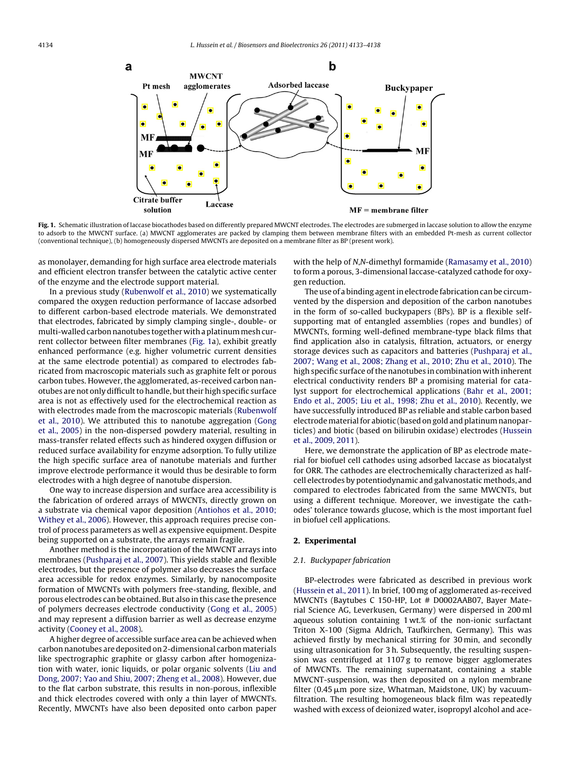**Fig. 1.** Schematic illustration of laccase biocathodes based on differently prepared MWCNT electrodes. The electrodes are submerged in laccase solution to allow the enzyme to adsorb to the MWCNT surface. (a) MWCNT agglomerates are packed by clamping them between membrane filters with an embedded Pt-mesh as current collector (conventional technique), (b) homogeneously dispersed MWCNTs are deposited on a membrane filter as BP (present work).

as monolayer, demanding for high surface area electrode materials and efficient electron transfer between the catalytic active center of the enzyme and the electrode support material.

In a previous study (Rubenwolf et al., 2010) we systematically compared the oxygen reduction performance of laccase adsorbed to different carbon-based electrode materials. We demonstrated that electrodes, fabricated by simply clamping single-, double- or multi-walled carbon nanotubes together with a platinum mesh current collector between filter membranes (Fig. 1a), exhibit greatly enhanced performance (e.g. higher volumetric current densities at the same electrode potential) as compared to electrodes fabricated from macroscopic materials such as graphite felt or porous carbon tubes. However, the agglomerated, as-received carbon nanotubes are not only difficult to handle, but their high specific surface area is not as effectively used for the electrochemical reaction as with electrodes made from the macroscopic materials (Rubenwolf et al., 2010). We attributed this to nanotube aggregation (Gong et al., 2005) in the non-dispersed powdery material, resulting in mass-transfer related effects such as hindered oxygen diffusion or reduced surface availability for enzyme adsorption. To fully utilize the high specific surface area of nanotube materials and further improve electrode performance it would thus be desirable to form electrodes with a high degree of nanotube dispersion.

One way to increase dispersion and surface area accessibility is the fabrication of ordered arrays of MWCNTs, directly grown on a substrate via chemical vapor deposition (Antiohos et al., 2010; Withey et al., 2006). However, this approach requires precise control of process parameters as well as expensive equipment. Despite being supported on a substrate, the arrays remain fragile.

Another method is the incorporation of the MWCNT arrays into membranes (Pushparaj et al., 2007). This yields stable and flexible electrodes, but the presence of polymer also decreases the surface area accessible for redox enzymes. Similarly, by nanocomposite formation of MWCNTs with polymers free-standing, flexible, and porous electrodes can be obtained. But also in this case the presence of polymers decreases electrode conductivity (Gong et al., 2005) and may represent a diffusion barrier as well as decrease enzyme activity (Cooney et al., 2008).

A higher degree of accessible surface area can be achieved when carbon nanotubes are deposited on 2-dimensional carbon materials like spectrographic graphite or glassy carbon after homogenization with water, ionic liquids, or polar organic solvents (Liu and Dong, 2007; Yao and Shiu, 2007; Zheng et al., 2008). However, due to the flat carbon substrate, this results in non-porous, inflexible and thick electrodes covered with only a thin layer of MWCNTs. Recently, MWCNTs have also been deposited onto carbon paper with the help of *N*,*N*-dimethyl formamide (Ramasamy et al., 2010) to form a porous, 3-dimensional laccase-catalyzed cathode for oxygen reduction.

The use of a binding agent in electrode fabrication can be circumvented by the dispersion and deposition of the carbon nanotubes in the form of so-called buckypapers (BPs). BP is a flexible self-supporting mat of entangled assemblies (ropes and bundles) of MWCNTs, forming well-defined membrane-type black films that find application also in catalysis, filtration, actuators, or energy storage devices such as capacitors and batteries (Pushparaj et al., 2007; Wang et al., 2008; Zhang et al., 2010; Zhu et al., 2010). The high specific surface of the nanotubes in combination with inherent electrical conductivity renders BP a promising material for catalyst support for electrochemical applications (Bahr et al., 2001; Endo et al., 2005; Liu et al., 1998; Zhu et al., 2010). Recently, we have successfully introduced BP as reliable and stable carbon based electrode material for abiotic (based on gold and platinum nanoparticles) and biotic (based on bilirubin oxidase) electrodes (Hussein et al., 2009, 2011).

Here, we demonstrate the application of BP as electrode material for biofuel cell cathodes using adsorbed laccase as biocatalyst for ORR. The cathodes are electrochemically characterized as half-cell electrodes by potentiodynamic and galvanostatic methods, and compared to electrodes fabricated from the same MWCNTs, but using a different technique. Moreover, we investigate the cathodes' tolerance towards glucose, which is the most important fuel in biofuel cell applications.

## 2. Experimental

### 2.1. Buckypaper fabrication

BP-electrodes were fabricated as described in previous work (Hussein et al., 2011). In brief, 100 mg of agglomerated as-received MWCNTs (Baytubes C 150-HP, Lot # D0002AAB07, Bayer Material Science AG, Leverkusen, Germany) were dispersed in 200 ml aqueous solution containing 1 wt.% of the non-ionic surfactant Triton X-100 (Sigma Aldrich, Taufkirchen, Germany). This was achieved firstly by mechanical stirring for 30 min, and secondly using ultrasonication for 3 h. Subsequently, the resulting suspension was centrifuged at 1107 g to remove bigger agglomerates of MWCNTs. The remaining supernatant, containing a stable MWCNT-suspension, was then deposited on a nylon membrane filter (0.45 μm pore size, Whatman, Maidstone, UK) by vacuum-filtration. The resulting homogeneous black film was repeatedly washed with excess of deionized water, isopropyl alcohol and ace-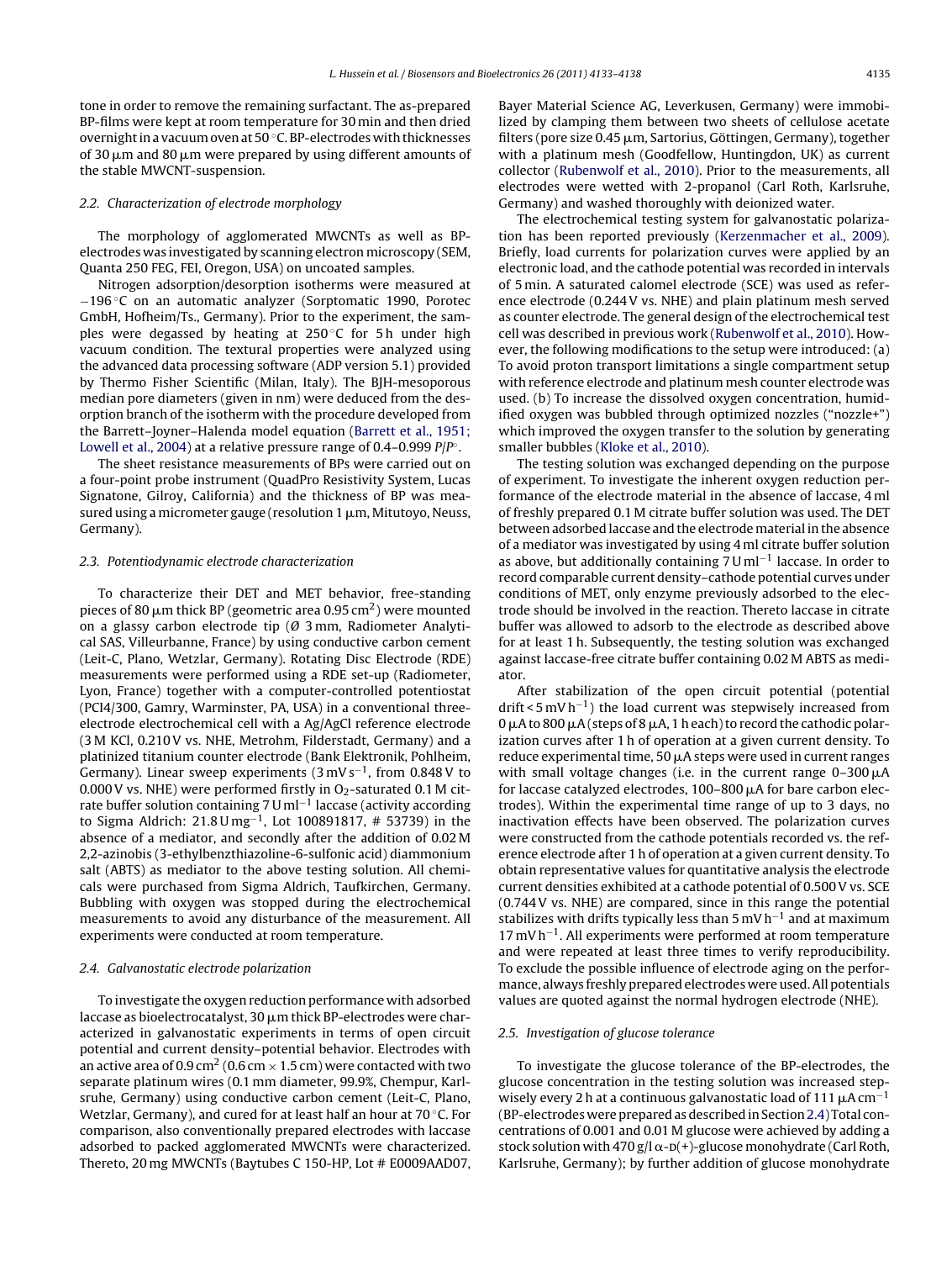tone in order to remove the remaining surfactant. The as-prepared BP-films were kept at room temperature for 30 min and then dried overnight in a vacuum oven at 50 °C. BP-electrodes with thicknesses of 30 μm and 80 μm were prepared by using different amounts of the stable MWCNT-suspension.

### 2.2. Characterization of electrode morphology

The morphology of agglomerated MWCNTs as well as BP-electrodes was investigated by scanning electron microscopy (SEM, Quanta 250 FEG, FEI, Oregon, USA) on uncoated samples.

Nitrogen adsorption/desorption isotherms were measured at −196 °C on an automatic analyzer (Sorptomatic 1990, Porotec GmbH, Hofheim/Ts., Germany). Prior to the experiment, the samples were degassed by heating at 250 °C for 5 h under high vacuum condition. The textural properties were analyzed using the advanced data processing software (ADP version 5.1) provided by Thermo Fisher Scientific (Milan, Italy). The BJH-mesoporous median pore diameters (given in nm) were deduced from the desorption branch of the isotherm with the procedure developed from the Barrett–Joyner–Halenda model equation (Barrett et al., 1951; Lowell et al., 2004) at a relative pressure range of 0.4–0.999 $P/P^{\circ}$.

The sheet resistance measurements of BPs were carried out on a four-point probe instrument (QuadPro Resistivity System, Lucas Signatone, Gilroy, California) and the thickness of BP was measured using a micrometer gauge (resolution 1 μm, Mitutoyo, Neuss, Germany).

### 2.3. Potentiodynamic electrode characterization

To characterize their DET and MET behavior, free-standing pieces of 80 μm thick BP (geometric area 0.95 $cm^2$) were mounted on a glassy carbon electrode tip (Ø 3 mm, Radiometer Analytical SAS, Villeurbanne, France) by using conductive carbon cement (Leit-C, Plano, Wetzlar, Germany). Rotating Disc Electrode (RDE) measurements were performed using a RDE set-up (Radiometer, Lyon, France) together with a computer-controlled potentiostat (PCI4/300, Gamry, Warminster, PA, USA) in a conventional three-electrode electrochemical cell with a Ag/AgCl reference electrode (3 M KCl, 0.210 V vs. NHE, Metrohm, Filderstadt, Germany) and a platinized titanium counter electrode (Bank Elektronik, Pohlheim, Germany). Linear sweep experiments (3 mV $s^{-1}$, from 0.848 V to 0.000 V vs. NHE) were performed firstly in $O_2$-saturated 0.1 M citrate buffer solution containing 7 U $ml^{-1}$ laccase (activity according to Sigma Aldrich: 21.8 U $mg^{-1}$, Lot 100891817, # 53739) in the absence of a mediator, and secondly after the addition of 0.02 M 2,2-azinobis (3-ethylbenzthiazoline-6-sulfonic acid) diammonium salt (ABTS) as mediator to the above testing solution. All chemicals were purchased from Sigma Aldrich, Taufkirchen, Germany. Bubbling with oxygen was stopped during the electrochemical measurements to avoid any disturbance of the measurement. All experiments were conducted at room temperature.

### 2.4. Galvanostatic electrode polarization

To investigate the oxygen reduction performance with adsorbed laccase as bioelectrocatalyst, 30 μm thick BP-electrodes were characterized in galvanostatic experiments in terms of open circuit potential and current density–potential behavior. Electrodes with an active area of 0.9 $cm^2$ (0.6 cm × 1.5 cm) were contacted with two separate platinum wires (0.1 mm diameter, 99.9%, Chempur, Karlsruhe, Germany) using conductive carbon cement (Leit-C, Plano, Wetzlar, Germany), and cured for at least half an hour at 70 °C. For comparison, also conventionally prepared electrodes with laccase adsorbed to packed agglomerated MWCNTs were characterized. Thereto, 20 mg MWCNTs (Baytubes C 150-HP, Lot # E0009AAD07, Bayer Material Science AG, Leverkusen, Germany) were immobilized by clamping them between two sheets of cellulose acetate filters (pore size 0.45 μm, Sartorius, Göttingen, Germany), together with a platinum mesh (Goodfellow, Huntingdon, UK) as current collector (Rubenwolf et al., 2010). Prior to the measurements, all electrodes were wetted with 2-propanol (Carl Roth, Karlsruhe, Germany) and washed thoroughly with deionized water.

The electrochemical testing system for galvanostatic polarization has been reported previously (Kerzenmacher et al., 2009). Briefly, load currents for polarization curves were applied by an electronic load, and the cathode potential was recorded in intervals of 5 min. A saturated calomel electrode (SCE) was used as reference electrode (0.244 V vs. NHE) and plain platinum mesh served as counter electrode. The general design of the electrochemical test cell was described in previous work (Rubenwolf et al., 2010). However, the following modifications to the setup were introduced: (a) To avoid proton transport limitations a single compartment setup with reference electrode and platinum mesh counter electrode was used. (b) To increase the dissolved oxygen concentration, humidified oxygen was bubbled through optimized nozzles ("nozzle+") which improved the oxygen transfer to the solution by generating smaller bubbles (Kloke et al., 2010).

The testing solution was exchanged depending on the purpose of experiment. To investigate the inherent oxygen reduction performance of the electrode material in the absence of laccase, 4 ml of freshly prepared 0.1 M citrate buffer solution was used. The DET between adsorbed laccase and the electrode material in the absence of a mediator was investigated by using 4 ml citrate buffer solution as above, but additionally containing 7 U $ml^{-1}$ laccase. In order to record comparable current density–cathode potential curves under conditions of MET, only enzyme previously adsorbed to the electrode should be involved in the reaction. Thereto laccase in citrate buffer was allowed to adsorb to the electrode as described above for at least 1 h. Subsequently, the testing solution was exchanged against laccase-free citrate buffer containing 0.02 M ABTS as mediator.

After stabilization of the open circuit potential (potential drift < 5 mV $h^{-1}$) the load current was stepwisely increased from 0 μA to 800 μA (steps of 8 μA, 1 h each) to record the cathodic polarization curves after 1 h of operation at a given current density. To reduce experimental time, 50 μA steps were used in current ranges with small voltage changes (i.e. in the current range 0–300 μA for laccase catalyzed electrodes, 100–800 μA for bare carbon electrodes). Within the experimental time range of up to 3 days, no inactivation effects have been observed. The polarization curves were constructed from the cathode potentials recorded vs. the reference electrode after 1 h of operation at a given current density. To obtain representative values for quantitative analysis the electrode current densities exhibited at a cathode potential of 0.500 V vs. SCE (0.744 V vs. NHE) are compared, since in this range the potential stabilizes with drifts typically less than 5 mV $h^{-1}$ and at maximum 17 mV $h^{-1}$. All experiments were performed at room temperature and were repeated at least three times to verify reproducibility. To exclude the possible influence of electrode aging on the performance, always freshly prepared electrodes were used. All potentials values are quoted against the normal hydrogen electrode (NHE).

### 2.5. Investigation of glucose tolerance

To investigate the glucose tolerance of the BP-electrodes, the glucose concentration in the testing solution was increased stepwisely every 2 h at a continuous galvanostatic load of 111 μA $cm^{-1}$ (BP-electrodes were prepared as described in Section 2.4) Total concentrations of 0.001 and 0.01 M glucose were achieved by adding a stock solution with 470 g/l α-D(+)-glucose monohydrate (Carl Roth, Karlsruhe, Germany); by further addition of glucose monohydrate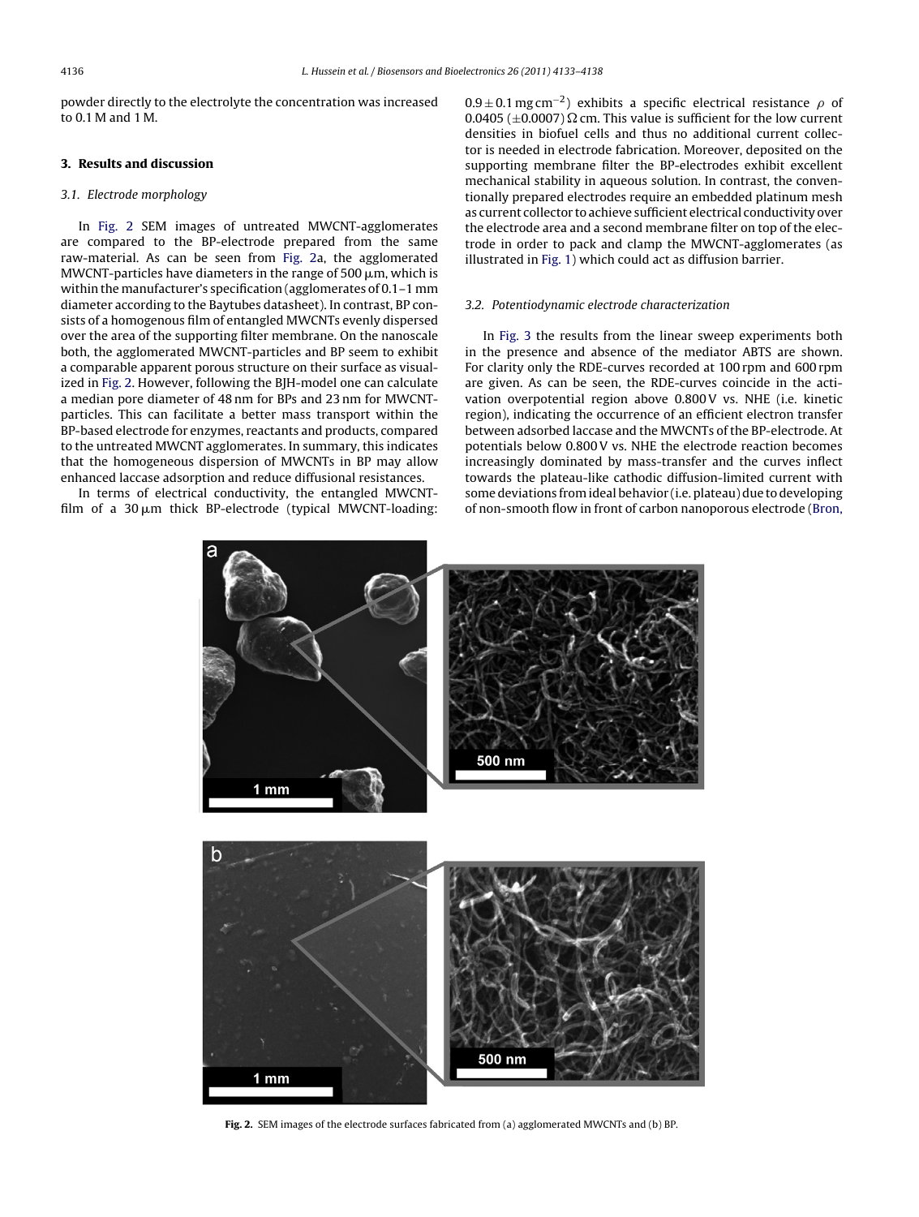powder directly to the electrolyte the concentration was increased to 0.1 M and 1 M.

## 3. Results and discussion

### 3.1. Electrode morphology

In Fig. 2 SEM images of untreated MWCNT-agglomerates are compared to the BP-electrode prepared from the same raw-material. As can be seen from Fig. 2a, the agglomerated MWCNT-particles have diameters in the range of 500 μm, which is within the manufacturer's specification (agglomerates of 0.1–1 mm diameter according to the Baytubes datasheet). In contrast, BP consists of a homogenous film of entangled MWCNTs evenly dispersed over the area of the supporting filter membrane. On the nanoscale both, the agglomerated MWCNT-particles and BP seem to exhibit a comparable apparent porous structure on their surface as visualized in Fig. 2. However, following the BJH-model one can calculate a median pore diameter of 48 nm for BPs and 23 nm for MWCNT-particles. This can facilitate a better mass transport within the BP-based electrode for enzymes, reactants and products, compared to the untreated MWCNT agglomerates. In summary, this indicates that the homogeneous dispersion of MWCNTs in BP may allow enhanced laccase adsorption and reduce diffusional resistances.

In terms of electrical conductivity, the entangled MWCNT-film of a 30 μm thick BP-electrode (typical MWCNT-loading: $0.9 \pm 0.1$ mg cm$^{-2}$) exhibits a specific electrical resistance $\rho$ of 0.0405 ($\pm$0.0007) Ω cm. This value is sufficient for the low current densities in biofuel cells and thus no additional current collector is needed in electrode fabrication. Moreover, deposited on the supporting membrane filter the BP-electrodes exhibit excellent mechanical stability in aqueous solution. In contrast, the conventionally prepared electrodes require an embedded platinum mesh as current collector to achieve sufficient electrical conductivity over the electrode area and a second membrane filter on top of the electrode in order to pack and clamp the MWCNT-agglomerates (as illustrated in Fig. 1) which could act as diffusion barrier.

### 3.2. Potentiodynamic electrode characterization

In Fig. 3 the results from the linear sweep experiments both in the presence and absence of the mediator ABTS are shown. For clarity only the RDE-curves recorded at 100 rpm and 600 rpm are given. As can be seen, the RDE-curves coincide in the activation overpotential region above 0.800 V vs. NHE (i.e. kinetic region), indicating the occurrence of an efficient electron transfer between adsorbed laccase and the MWCNTs of the BP-electrode. At potentials below 0.800 V vs. NHE the electrode reaction becomes increasingly dominated by mass-transfer and the curves inflect towards the plateau-like cathodic diffusion-limited current with some deviations from ideal behavior (i.e. plateau) due to developing of non-smooth flow in front of carbon nanoporous electrode (Bron,

**Fig. 2.** SEM images of the electrode surfaces fabricated from (a) agglomerated MWCNTs and (b) BP.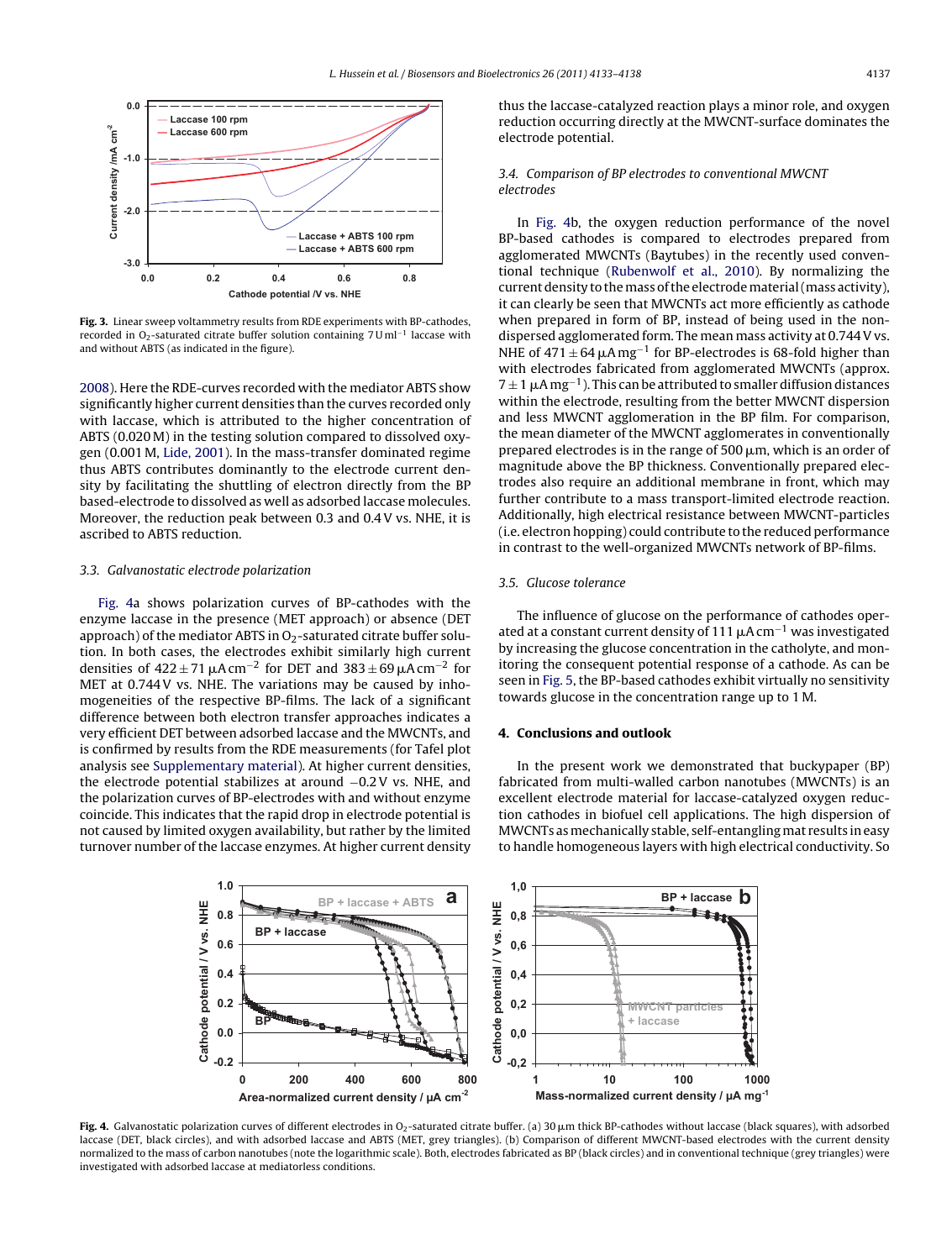Fig. 3. Linear sweep voltammetry results from RDE experiments with BP-cathodes, recorded in $O_2$-saturated citrate buffer solution containing 7 U ml$^{-1}$ laccase with and without ABTS (as indicated in the figure).

2008). Here the RDE-curves recorded with the mediator ABTS show significantly higher current densities than the curves recorded only with laccase, which is attributed to the higher concentration of ABTS (0.020 M) in the testing solution compared to dissolved oxygen (0.001 M, Lide, 2001). In the mass-transfer dominated regime thus ABTS contributes dominantly to the electrode current density by facilitating the shuttling of electron directly from the BP based-electrode to dissolved as well as adsorbed laccase molecules. Moreover, the reduction peak between 0.3 and 0.4 V vs. NHE, it is ascribed to ABTS reduction.

### 3.3. Galvanostatic electrode polarization

Fig. 4a shows polarization curves of BP-cathodes with the enzyme laccase in the presence (MET approach) or absence (DET approach) of the mediator ABTS in $O_2$-saturated citrate buffer solution. In both cases, the electrodes exhibit similarly high current densities of $422 \pm 71\,\mu A\,cm^{-2}$ for DET and $383 \pm 69\,\mu A\,cm^{-2}$ for MET at 0.744 V vs. NHE. The variations may be caused by inhomogeneities of the respective BP-films. The lack of a significant difference between both electron transfer approaches indicates a very efficient DET between adsorbed laccase and the MWCNTs, and is confirmed by results from the RDE measurements (for Tafel plot analysis see Supplementary material). At higher current densities, the electrode potential stabilizes at around −0.2 V vs. NHE, and the polarization curves of BP-electrodes with and without enzyme coincide. This indicates that the rapid drop in electrode potential is not caused by limited oxygen availability, but rather by the limited turnover number of the laccase enzymes. At higher current density thus the laccase-catalyzed reaction plays a minor role, and oxygen reduction occurring directly at the MWCNT-surface dominates the electrode potential.

### 3.4. Comparison of BP electrodes to conventional MWCNT electrodes

In Fig. 4b, the oxygen reduction performance of the novel BP-based cathodes is compared to electrodes prepared from agglomerated MWCNTs (Baytubes) in the recently used conventional technique (Rubenwolf et al., 2010). By normalizing the current density to the mass of the electrode material (mass activity), it can clearly be seen that MWCNTs act more efficiently as cathode when prepared in form of BP, instead of being used in the non-dispersed agglomerated form. The mean mass activity at 0.744 V vs. NHE of $471 \pm 64\,\mu A\,mg^{-1}$ for BP-electrodes is 68-fold higher than with electrodes fabricated from agglomerated MWCNTs (approx. $7 \pm 1\,\mu A\,mg^{-1}$). This can be attributed to smaller diffusion distances within the electrode, resulting from the better MWCNT dispersion and less MWCNT agglomeration in the BP film. For comparison, the mean diameter of the MWCNT agglomerates in conventionally prepared electrodes is in the range of 500 μm, which is an order of magnitude above the BP thickness. Conventionally prepared electrodes also require an additional membrane in front, which may further contribute to a mass transport-limited electrode reaction. Additionally, high electrical resistance between MWCNT-particles (i.e. electron hopping) could contribute to the reduced performance in contrast to the well-organized MWCNTs network of BP-films.

### 3.5. Glucose tolerance

The influence of glucose on the performance of cathodes operated at a constant current density of $111\,\mu A\,cm^{-1}$ was investigated by increasing the glucose concentration in the catholyte, and monitoring the consequent potential response of a cathode. As can be seen in Fig. 5, the BP-based cathodes exhibit virtually no sensitivity towards glucose in the concentration range up to 1 M.

## 4. Conclusions and outlook

In the present work we demonstrated that buckypaper (BP) fabricated from multi-walled carbon nanotubes (MWCNTs) is an excellent electrode material for laccase-catalyzed oxygen reduction cathodes in biofuel cell applications. The high dispersion of MWCNTs as mechanically stable, self-entangling mat results in easy to handle homogeneous layers with high electrical conductivity. So

Fig. 4. Galvanostatic polarization curves of different electrodes in $O_2$-saturated citrate buffer. (a) 30 μm thick BP-cathodes without laccase (black squares), with adsorbed laccase (DET, black circles), and with adsorbed laccase and ABTS (MET, grey triangles). (b) Comparison of different MWCNT-based electrodes with the current density normalized to the mass of carbon nanotubes (note the logarithmic scale). Both, electrodes fabricated as BP (black circles) and in conventional technique (grey triangles) were investigated with adsorbed laccase at mediatorless conditions.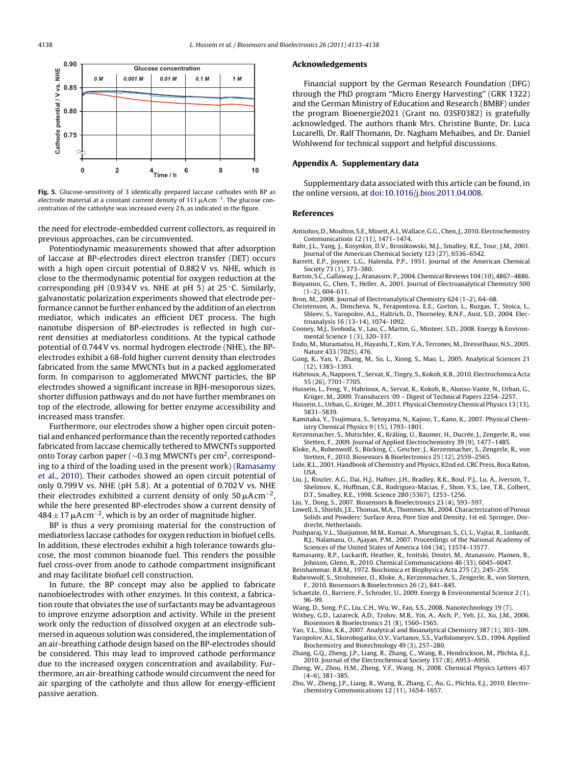0.90
Glucose concentration
0 M
0.001 M
0.01 M
0.1 M
1 M
0.85
0.80
0.75
Cathode potential / V vs. NHE
0
2
4
6
8
10
Time / h

**Fig. 5.** Glucose-sensitivity of 3 identically prepared laccase cathodes with BP as electrode material at a constant current density of 111 $\mu A\,cm^{-1}$. The glucose concentration of the catholyte was increased every 2 h, as indicated in the figure.

the need for electrode-embedded current collectors, as required in previous approaches, can be circumvented.

Potentiodynamic measurements showed that after adsorption of laccase at BP-electrodes direct electron transfer (DET) occurs with a high open circuit potential of 0.882 V vs. NHE, which is close to the thermodynamic potential for oxygen reduction at the corresponding pH (0.934 V vs. NHE at pH 5) at 25 °C. Similarly, galvanostatic polarization experiments showed that electrode performance cannot be further enhanced by the addition of an electron mediator, which indicates an efficient DET process. The high nanotube dispersion of BP-electrodes is reflected in high current densities at mediatorless conditions. At the typical cathode potential of 0.744 V vs. normal hydrogen electrode (NHE), the BP-electrodes exhibit a 68-fold higher current density than electrodes fabricated from the same MWCNTs but in a packed agglomerated form. In comparison to agglomerated MWCNT particles, the BP electrodes showed a significant increase in BJH-mesoporous sizes, shorter diffusion pathways and do not have further membranes on top of the electrode, allowing for better enzyme accessibility and increased mass transfer.

Furthermore, our electrodes show a higher open circuit potential and enhanced performance than the recently reported cathodes fabricated from laccase chemically tethered to MWCNTs supported onto Toray carbon paper (~0.3 mg MWCNTs per $cm^2$, corresponding to a third of the loading used in the present work) (Ramasamy et al., 2010). Their cathodes showed an open circuit potential of only 0.799 V vs. NHE (pH 5.8). At a potential of 0.702 V vs. NHE their electrodes exhibited a current density of only 50 $\mu A\,cm^{-2}$, while the here presented BP-electrodes show a current density of $484 \pm 17\ \mu A\,cm^{-2}$, which is by an order of magnitude higher.

BP is thus a very promising material for the construction of mediatorless laccase cathodes for oxygen reduction in biofuel cells. In addition, these electrodes exhibit a high tolerance towards glucose, the most common bioanode fuel. This renders the possible fuel cross-over from anode to cathode compartment insignificant and may facilitate biofuel cell construction.

In future, the BP concept may also be applied to fabricate nanobioelectrodes with other enzymes. In this context, a fabrication route that obviates the use of surfactants may be advantageous to improve enzyme adsorption and activity. While in the present work only the reduction of dissolved oxygen at an electrode submersed in aqueous solution was considered, the implementation of an air-breathing cathode design based on the BP-electrodes should be considered. This may lead to improved cathode performance due to the increased oxygen concentration and availability. Furthermore, an air-breathing cathode would circumvent the need for air sparging of the catholyte and thus allow for energy-efficient passive aeration.

## Acknowledgements

Financial support by the German Research Foundation (DFG) through the PhD program "Micro Energy Harvesting" (GRK 1322) and the German Ministry of Education and Research (BMBF) under the program Bioenergie2021 (Grant no. 03SF0382) is gratefully acknowledged. The authors thank Mrs. Christine Bunte, Dr. Luca Lucarelli, Dr. Ralf Thomann, Dr. Nagham Mehaibes, and Dr. Daniel Wohlwend for technical support and helpful discussions.

## Appendix A. Supplementary data

Supplementary data associated with this article can be found, in the online version, at doi:10.1016/j.bios.2011.04.008.

## References

Antiohos, D., Moulton, S.E., Minett, A.I., Wallace, G.G., Chen, J., 2010. Electrochemistry Communications 12 (11), 1471–1474.
Bahr, J.L., Yang, J., Kosynkin, D.V., Bronikowski, M.J., Smalley, R.E., Tour, J.M., 2001. Journal of the American Chemical Society 123 (27), 6536–6542.
Barrett, E.P., Joyner, L.G., Halenda, P.P., 1951. Journal of the American Chemical Society 73 (1), 373–380.
Barton, S.C., Gallaway, J., Atanassov, P., 2004. Chemical Reviews 104 (10), 4867–4886.
Binyamin, G., Chen, T., Heller, A., 2001. Journal of Electroanalytical Chemistry 500 (1–2), 604–611.
Bron, M., 2008. Journal of Electroanalytical Chemistry 624 (1–2), 64–68.
Christenson, A., Dimcheva, N., Ferapontova, E.E., Gorton, L., Ruzgas, T., Stoica, L., Shleev, S., Yaropolov, A.L., Haltrich, D., Thorneley, R.N.F., Aust, S.D., 2004. Electroanalysis 16 (13–14), 1074–1092.
Cooney, M.J., Svoboda, V., Lau, C., Martin, G., Minteer, S.D., 2008. Energy & Environmental Science 1 (3), 320–337.
Endo, M., Muramatsu, H., Hayashi, T., Kim, Y.A., Terrones, M., Dresselhaus, N.S., 2005. Nature 433 (7025), 476.
Gong, K., Yan, Y., Zhang, M., Su, L., Xiong, S., Mao, L., 2005. Analytical Sciences 21 (12), 1383–1393.
Habrioux, A., Napporn, T., Servat, K., Tingry, S., Kokoh, K.B., 2010. Electrochimica Acta 55 (26), 7701–7705.
Hussein, L., Feng, Y., Habrioux, A., Servat, K., Kokoh, B., Alonso-Vante, N., Urban, G., Krüger, M., 2009. Transducers '09 – Digest of Technical Papers 2254–2257.
Hussein, L., Urban, G., Krüger, M., 2011. Physical Chemistry Chemical Physics 13 (13), 5831–5839.
Kamitaka, Y., Tsujimura, S., Setoyama, N., Kajino, T., Kano, K., 2007. Physical Chemistry Chemical Physics 9 (15), 1793–1801.
Kerzenmacher, S., Mutschler, K., Kräling, U., Baumer, H., Ducrée, J., Zengerle, R., von Stetten, F., 2009. Journal of Applied Electrochemistry 39 (9), 1477–1485.
Kloke, A., Rubenwolf, S., Bücking, C., Gescher, J., Kerzenmacher, S., Zengerle, R., von Stetten, F., 2010. Biosensors & Bioelectronics 25 (12), 2559–2565.
Lide, R.L., 2001. Handbook of Chemistry and Physics, 82nd ed. CRC Press, Boca Raton, USA.
Liu, J., Rinzler, A.G., Dai, H.J., Hafner, J.H., Bradley, R.K., Boul, P.J., Lu, A., Iverson, T., Shelimov, K., Huffman, C.B., Rodriguez-Macias, F., Shon, Y.S., Lee, T.R., Colbert, D.T., Smalley, R.E., 1998. Science 280 (5367), 1253–1256.
Liu, Y., Dong, S., 2007. Biosensors & Bioelectronics 23 (4), 593–597.
Lowell, S., Shields, J.E., Thomas, M.A., Thommes, M., 2004. Characterization of Porous Solids and Powders: Surface Area, Pore Size and Density, 1st ed. Springer, Dordrecht, Netherlands.
Pushparaj, V.L., Shaijumon, M.M., Kumar, A., Murugesan, S., Ci, L., Vajtai, R., Linhardt, R.J., Nalamasu, O., Ajayan, P.M., 2007. Proceedings of the National Academy of Sciences of the United States of America 104 (34), 13574–13577.
Ramasamy, R.P., Luckarift, Heather, R., Ivnitski, Dmitri, M., Atanassov, Plamen, B., Johnson, Glenn, R., 2010. Chemical Communications 46 (33), 6045–6047.
Reinhammar, B.R.M., 1972. Biochimica et Biophysica Acta 275 (2), 245–259.
Rubenwolf, S., Strohmeier, O., Kloke, A., Kerzenmacher, S., Zengerle, R., von Stetten, F., 2010. Biosensors & Bioelectronics 26 (2), 841–845.
Schaetzle, O., Barriere, F., Schroder, U., 2009. Energy & Environmental Science 2 (1), 96–99.
Wang, D., Song, P.C., Liu, C.H., Wu, W., Fan, S.S., 2008. Nanotechnology 19 (7).
Withey, G.D., Lazareck, A.D., Tzolov, M.B., Yin, A., Aich, P., Yeh, J.I., Xu, J.M., 2006. Biosensors & Bioelectronics 21 (8), 1560–1565.
Yao, Y.L., Shiu, K.K., 2007. Analytical and Bioanalytical Chemistry 387 (1), 303–309.
Yaropolov, A.I., Skorobogatko, O.V., Vartanov, S.S., Varfolomeyev, S.D., 1994. Applied Biochemistry and Biotechnology 49 (3), 257–280.
Zhang, G.Q., Zheng, J.P., Liang, R., Zhang, C., Wang, B., Hendrickson, M., Plichta, E.J., 2010. Journal of the Electrochemical Society 157 (8), A953–A956.
Zheng, W., Zhou, H.M., Zheng, Y.F., Wang, N., 2008. Chemical Physics Letters 457 (4–6), 381–385.
Zhu, W., Zheng, J.P., Liang, R., Wang, B., Zhang, C., Au, G., Plichta, E.J., 2010. Electrochemistry Communications 12 (11), 1654–1657.